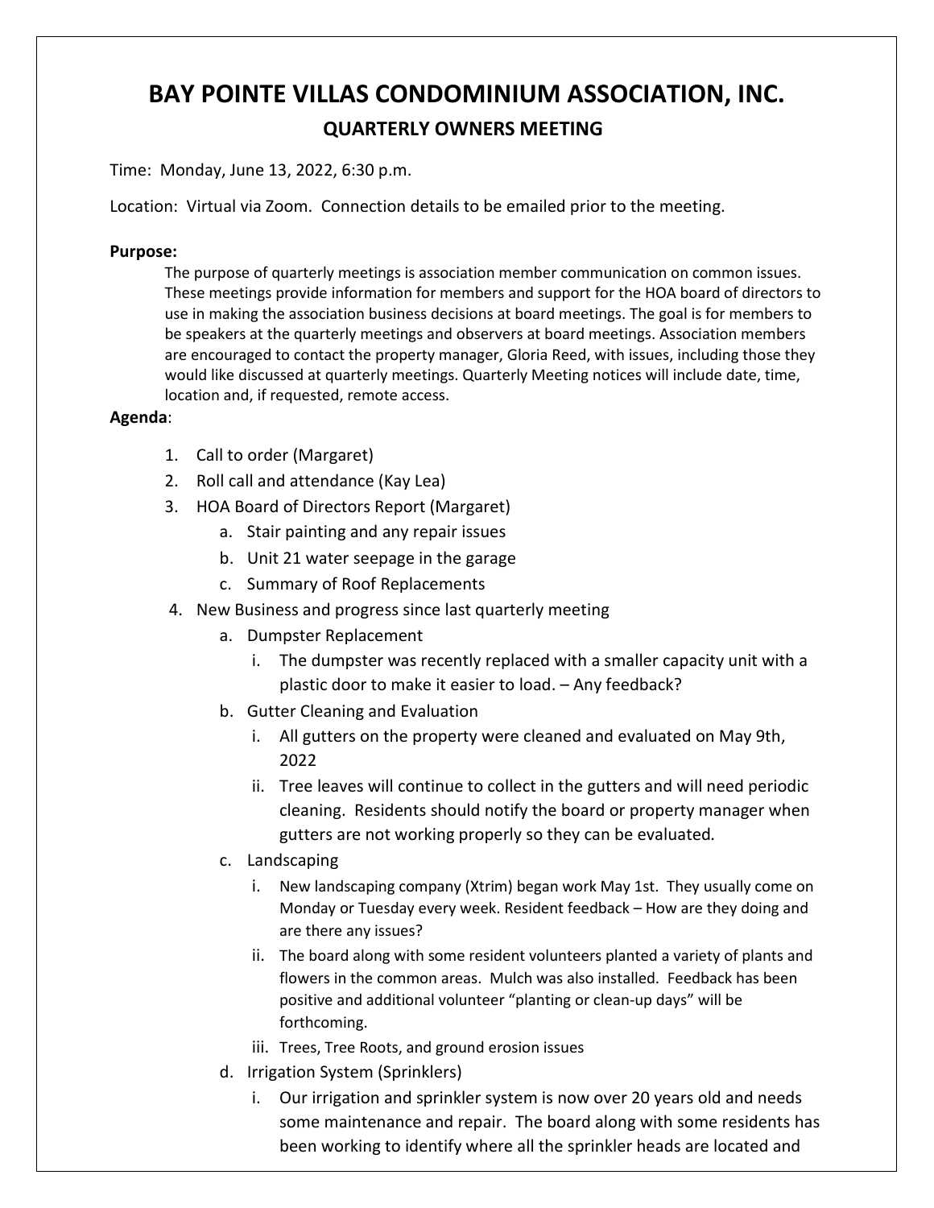# BAY POINTE VILLAS CONDOMINIUM ASSOCIATION, INC.

## QUARTERLY OWNERS MEETING

Time: Monday, June 13, 2022, 6:30 p.m.

Location: Virtual via Zoom. Connection details to be emailed prior to the meeting.

**Purpose:**

The purpose of quarterly meetings is association member communication on common issues. These meetings provide information for members and support for the HOA board of directors to use in making the association business decisions at board meetings. The goal is for members to be speakers at the quarterly meetings and observers at board meetings. Association members are encouraged to contact the property manager, Gloria Reed, with issues, including those they would like discussed at quarterly meetings. Quarterly Meeting notices will include date, time, location and, if requested, remote access.

**Agenda**:

1. Call to order (Margaret)
2. Roll call and attendance (Kay Lea)
3. HOA Board of Directors Report (Margaret)
   a. Stair painting and any repair issues
   b. Unit 21 water seepage in the garage
   c. Summary of Roof Replacements
4. New Business and progress since last quarterly meeting
   a. Dumpster Replacement
      i. The dumpster was recently replaced with a smaller capacity unit with a plastic door to make it easier to load. – Any feedback?
   b. Gutter Cleaning and Evaluation
      i. All gutters on the property were cleaned and evaluated on May 9th, 2022
      ii. Tree leaves will continue to collect in the gutters and will need periodic cleaning. Residents should notify the board or property manager when gutters are not working properly so they can be evaluated.
   c. Landscaping
      i. New landscaping company (Xtrim) began work May 1st. They usually come on Monday or Tuesday every week. Resident feedback – How are they doing and are there any issues?
      ii. The board along with some resident volunteers planted a variety of plants and flowers in the common areas. Mulch was also installed. Feedback has been positive and additional volunteer "planting or clean-up days" will be forthcoming.
      iii. Trees, Tree Roots, and ground erosion issues
   d. Irrigation System (Sprinklers)
      i. Our irrigation and sprinkler system is now over 20 years old and needs some maintenance and repair. The board along with some residents has been working to identify where all the sprinkler heads are located and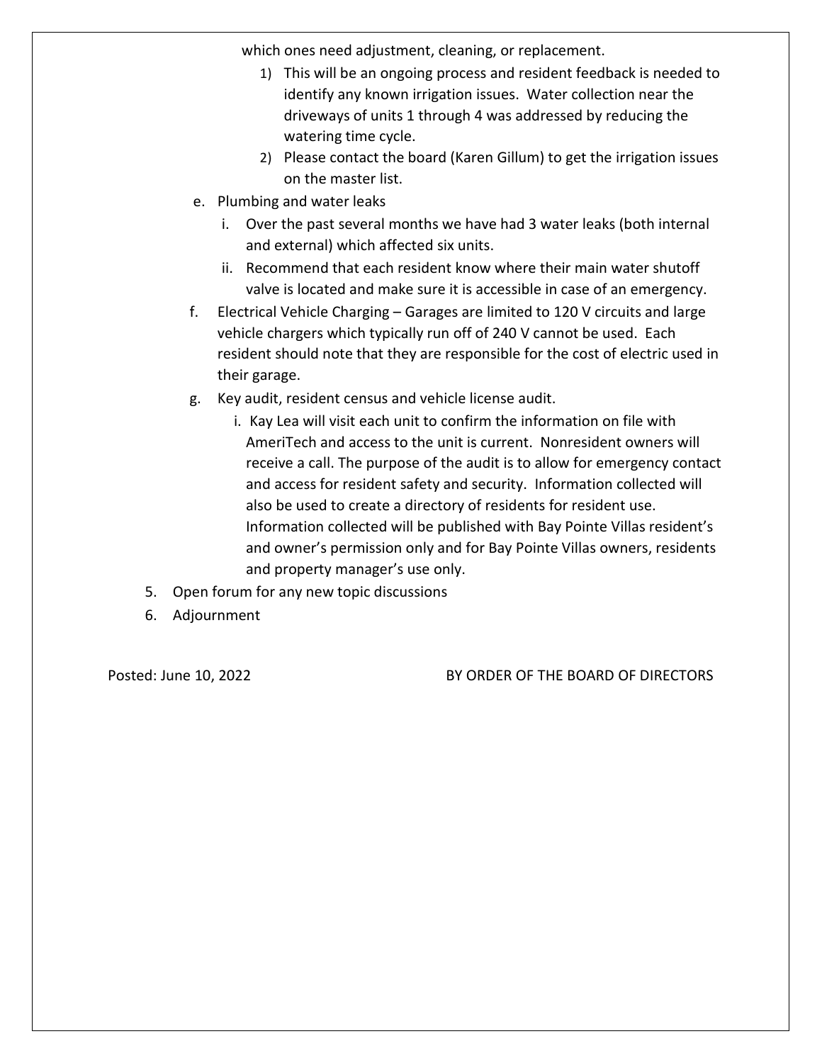which ones need adjustment, cleaning, or replacement.

1) This will be an ongoing process and resident feedback is needed to identify any known irrigation issues. Water collection near the driveways of units 1 through 4 was addressed by reducing the watering time cycle.
2) Please contact the board (Karen Gillum) to get the irrigation issues on the master list.

e. Plumbing and water leaks
   i. Over the past several months we have had 3 water leaks (both internal and external) which affected six units.
   ii. Recommend that each resident know where their main water shutoff valve is located and make sure it is accessible in case of an emergency.

f. Electrical Vehicle Charging – Garages are limited to 120 V circuits and large vehicle chargers which typically run off of 240 V cannot be used. Each resident should note that they are responsible for the cost of electric used in their garage.

g. Key audit, resident census and vehicle license audit.
   i. Kay Lea will visit each unit to confirm the information on file with AmeriTech and access to the unit is current. Nonresident owners will receive a call. The purpose of the audit is to allow for emergency contact and access for resident safety and security. Information collected will also be used to create a directory of residents for resident use. Information collected will be published with Bay Pointe Villas resident's and owner's permission only and for Bay Pointe Villas owners, residents and property manager's use only.

5. Open forum for any new topic discussions
6. Adjournment

Posted: June 10, 2022 BY ORDER OF THE BOARD OF DIRECTORS